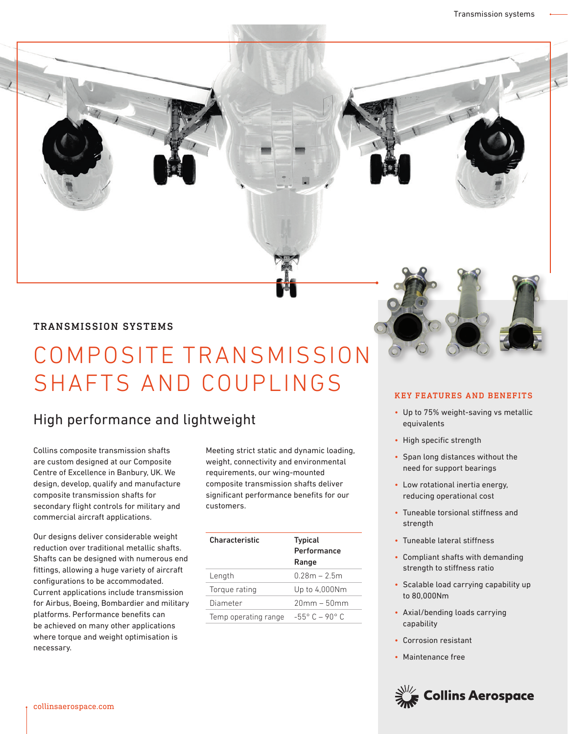## TRANSMISSION SYSTEMS

# COMPOSITE TRANSMISSION SHAFTS AND COUPLINGS

## High performance and lightweight

Collins composite transmission shafts are custom designed at our Composite Centre of Excellence in Banbury, UK. We design, develop, qualify and manufacture composite transmission shafts for secondary flight controls for military and commercial aircraft applications.

Our designs deliver considerable weight reduction over traditional metallic shafts. Shafts can be designed with numerous end fittings, allowing a huge variety of aircraft configurations to be accommodated. Current applications include transmission for Airbus, Boeing, Bombardier and military platforms. Performance benefits can be achieved on many other applications where torque and weight optimisation is necessary.

Meeting strict static and dynamic loading, weight, connectivity and environmental requirements, our wing-mounted composite transmission shafts deliver significant performance benefits for our customers.

| Characteristic | Typical Performance Range |
|---|---|
| Length | 0.28m – 2.5m |
| Torque rating | Up to 4,000Nm |
| Diameter | 20mm – 50mm |
| Temp operating range | -55° C – 90° C |

### KEY FEATURES AND BENEFITS

- Up to 75% weight-saving vs metallic equivalents
- High specific strength
- Span long distances without the need for support bearings
- Low rotational inertia energy, reducing operational cost
- Tuneable torsional stiffness and strength
- Tuneable lateral stiffness
- Compliant shafts with demanding strength to stiffness ratio
- Scalable load carrying capability up to 80,000Nm
- Axial/bending loads carrying capability
- Corrosion resistant
- Maintenance free

Collins Aerospace

collinsaerospace.com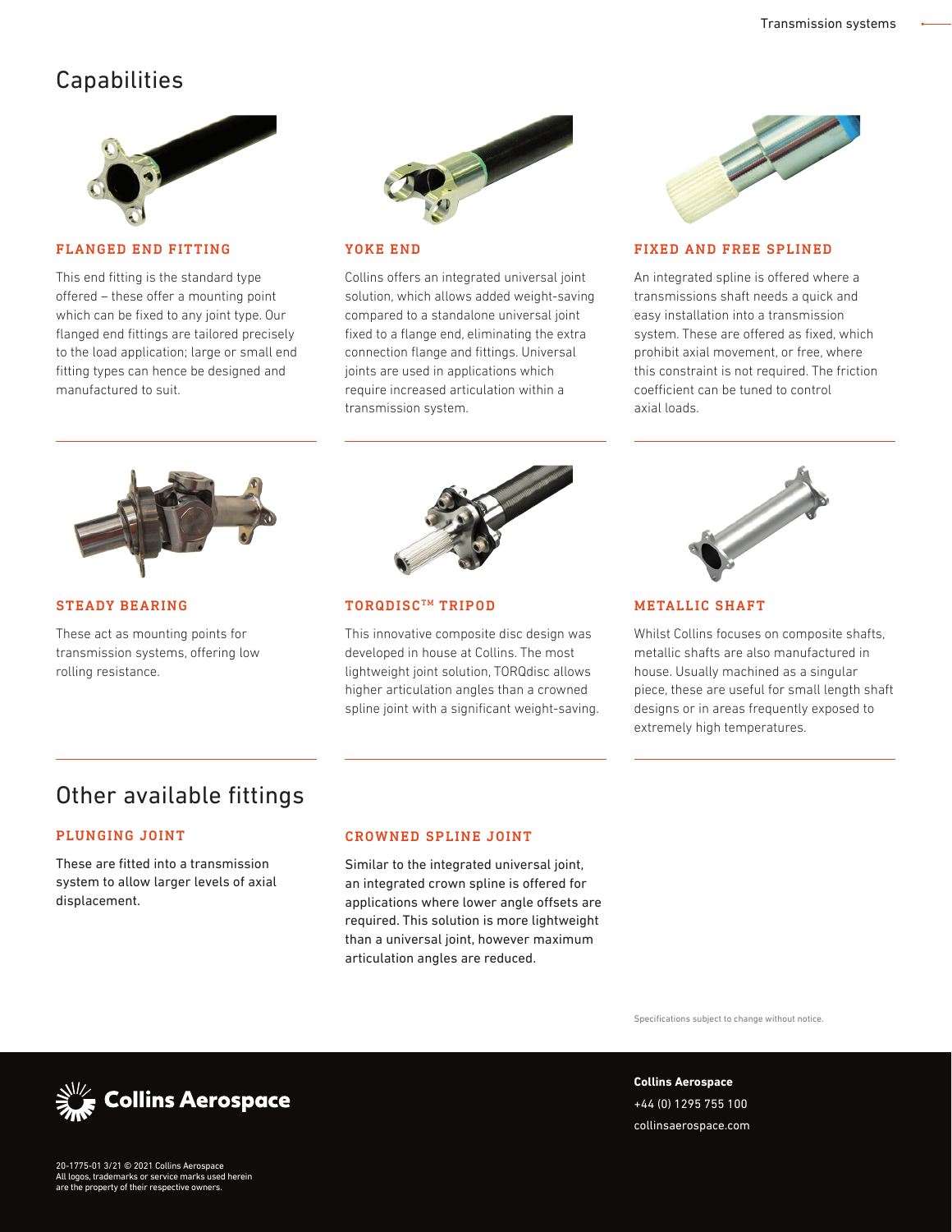## Capabilities

### FLANGED END FITTING

This end fitting is the standard type offered – these offer a mounting point which can be fixed to any joint type. Our flanged end fittings are tailored precisely to the load application; large or small end fitting types can hence be designed and manufactured to suit.

### YOKE END

Collins offers an integrated universal joint solution, which allows added weight-saving compared to a standalone universal joint fixed to a flange end, eliminating the extra connection flange and fittings. Universal joints are used in applications which require increased articulation within a transmission system.

### FIXED AND FREE SPLINED

An integrated spline is offered where a transmissions shaft needs a quick and easy installation into a transmission system. These are offered as fixed, which prohibit axial movement, or free, where this constraint is not required. The friction coefficient can be tuned to control axial loads.

### STEADY BEARING

These act as mounting points for transmission systems, offering low rolling resistance.

### TORQDISC™ TRIPOD

This innovative composite disc design was developed in house at Collins. The most lightweight joint solution, TORQdisc allows higher articulation angles than a crowned spline joint with a significant weight-saving.

### METALLIC SHAFT

Whilst Collins focuses on composite shafts, metallic shafts are also manufactured in house. Usually machined as a singular piece, these are useful for small length shaft designs or in areas frequently exposed to extremely high temperatures.

## Other available fittings

### PLUNGING JOINT

These are fitted into a transmission system to allow larger levels of axial displacement.

### CROWNED SPLINE JOINT

Similar to the integrated universal joint, an integrated crown spline is offered for applications where lower angle offsets are required. This solution is more lightweight than a universal joint, however maximum articulation angles are reduced.

Specifications subject to change without notice.

Collins Aerospace

**Collins Aerospace**
+44 (0) 1295 755 100
collinsaerospace.com

20-1775-01 3/21 © 2021 Collins Aerospace
All logos, trademarks or service marks used herein are the property of their respective owners.